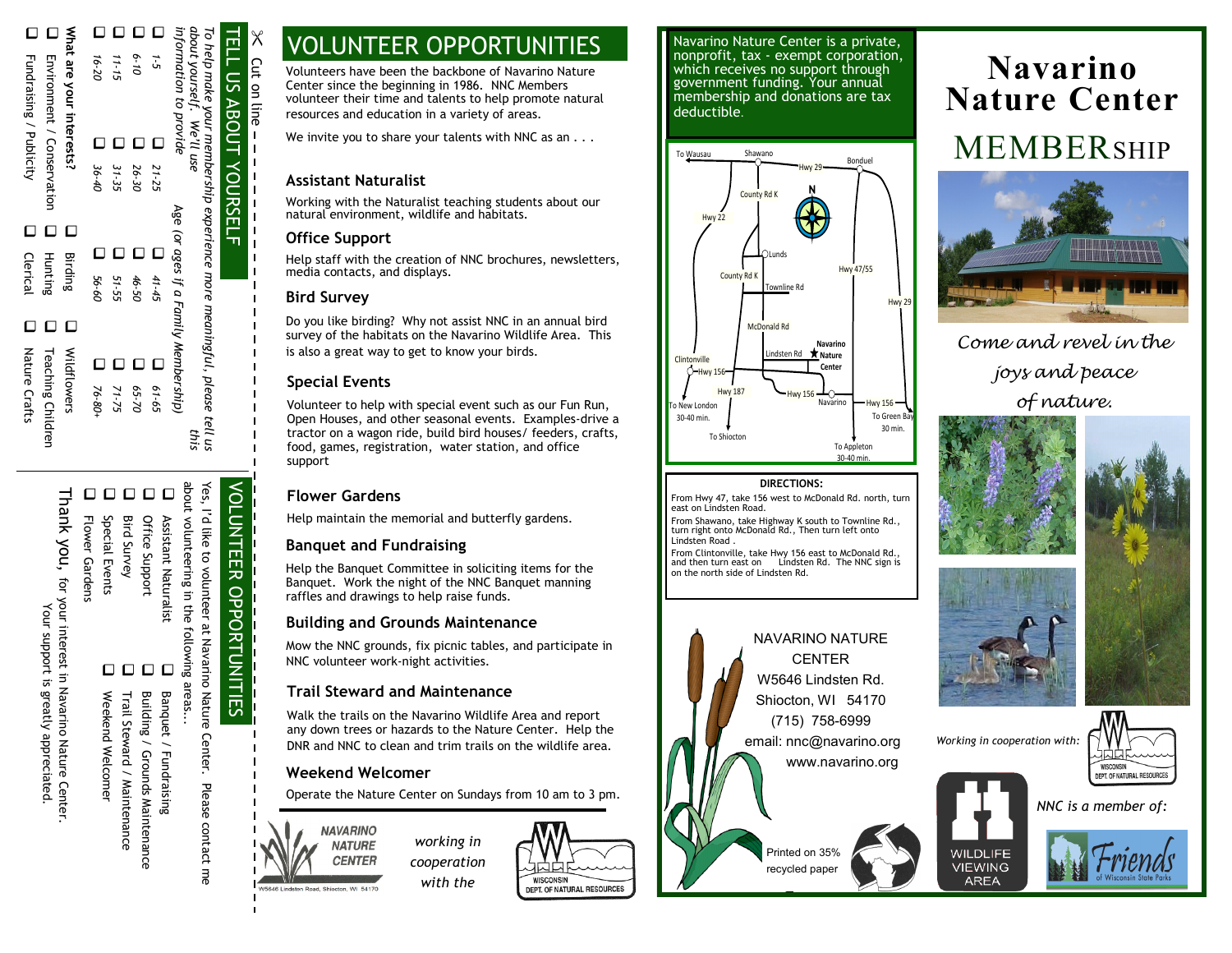# Navarino Nature Center

# MEMBERSHIP

*Come and revel in the joys and peace of nature.*

Working in cooperation with: WISCONSIN DEPT. OF NATURAL RESOURCES

NNC is a member of: Friends of Wisconsin State Parks

WILDLIFE VIEWING AREA

Navarino Nature Center is a private, nonprofit, tax - exempt corporation, which receives no support through government funding. Your annual membership and donations are tax deductible.

To Wausau, Shawano, Hwy 29, Bonduel, County Rd K, Hwy 22, Lunds, Hwy 47/55, County Rd K, Townline Rd, Hwy 29, McDonald Rd, Navarino Nature Center, Lindsten Rd, Clintonville, Hwy 156, Hwy 187, Hwy 156, Navarino, Hwy 156, To New London 30-40 min., To Green Bay 30 min., To Shiocton, To Appleton 30-40 min.

**DIRECTIONS:**

From Hwy 47, take 156 west to McDonald Rd. north, turn east on Lindsten Road.

From Shawano, take Highway K south to Townline Rd., turn right onto McDonald Rd., Then turn left onto Lindsten Road .

From Clintonville, take Hwy 156 east to McDonald Rd., and then turn east on Lindsten Rd. The NNC sign is on the north side of Lindsten Rd.

NAVARINO NATURE CENTER
W5646 Lindsten Rd.
Shiocton, WI 54170
(715) 758-6999
email: nnc@navarino.org
www.navarino.org

Printed on 35% recycled paper

# VOLUNTEER OPPORTUNITIES

Volunteers have been the backbone of Navarino Nature Center since the beginning in 1986. NNC Members volunteer their time and talents to help promote natural resources and education in a variety of areas.

We invite you to share your talents with NNC as an . . .

## Assistant Naturalist

Working with the Naturalist teaching students about our natural environment, wildlife and habitats.

## Office Support

Help staff with the creation of NNC brochures, newsletters, media contacts, and displays.

## Bird Survey

Do you like birding? Why not assist NNC in an annual bird survey of the habitats on the Navarino Wildlife Area. This is also a great way to get to know your birds.

## Special Events

Volunteer to help with special event such as our Fun Run, Open Houses, and other seasonal events. Examples-drive a tractor on a wagon ride, build bird houses/ feeders, crafts, food, games, registration, water station, and office support

## Flower Gardens

Help maintain the memorial and butterfly gardens.

## Banquet and Fundraising

Help the Banquet Committee in soliciting items for the Banquet. Work the night of the NNC Banquet manning raffles and drawings to help raise funds.

## Building and Grounds Maintenance

Mow the NNC grounds, fix picnic tables, and participate in NNC volunteer work-night activities.

## Trail Steward and Maintenance

Walk the trails on the Navarino Wildlife Area and report any down trees or hazards to the Nature Center. Help the DNR and NNC to clean and trim trails on the wildlife area.

## Weekend Welcomer

Operate the Nature Center on Sundays from 10 am to 3 pm.

NAVARINO NATURE CENTER
W5646 Lindsten Road, Shiocton, WI 54170

*working in cooperation with the* WISCONSIN DEPT. OF NATURAL RESOURCES

✂ Cut on line

## TELL US ABOUT YOURSELF

*To help make your membership experience more meaningful, please tell us about yourself. We'll use this information to provide*

Age *(or ages if a Family Membership)*

- ☐ 1-5 ☐ 21-25 ☐ 41-45 ☐ 61-65
- ☐ 6-10 ☐ 26-30 ☐ 46-50 ☐ 65-70
- ☐ 11-15 ☐ 31-35 ☐ 51-55 ☐ 71-75
- ☐ 16-20 ☐ 36-40 ☐ 56-60 ☐ 76-80+

**What are your interests?**

- ☐ Birding ☐ Wildflowers
- ☐ Environment / Conservation ☐ Hunting ☐ Teaching Children
- ☐ Fundraising / Publicity ☐ Clerical ☐ Nature Crafts

## VOLUNTEER OPPORTUNITIES

Yes, I'd like to volunteer at Navarino Nature Center. Please contact me about volunteering in the following areas...

- ☐ Assistant Naturalist ☐ Banquet / Fundraising
- ☐ Office Support ☐ Building / Grounds Maintenance
- ☐ Bird Survey ☐ Trail Steward / Maintenance
- ☐ Special Events ☐ Weekend Welcomer
- ☐ Flower Gardens

Thank you, for your interest in Navarino Nature Center. Your support is greatly appreciated.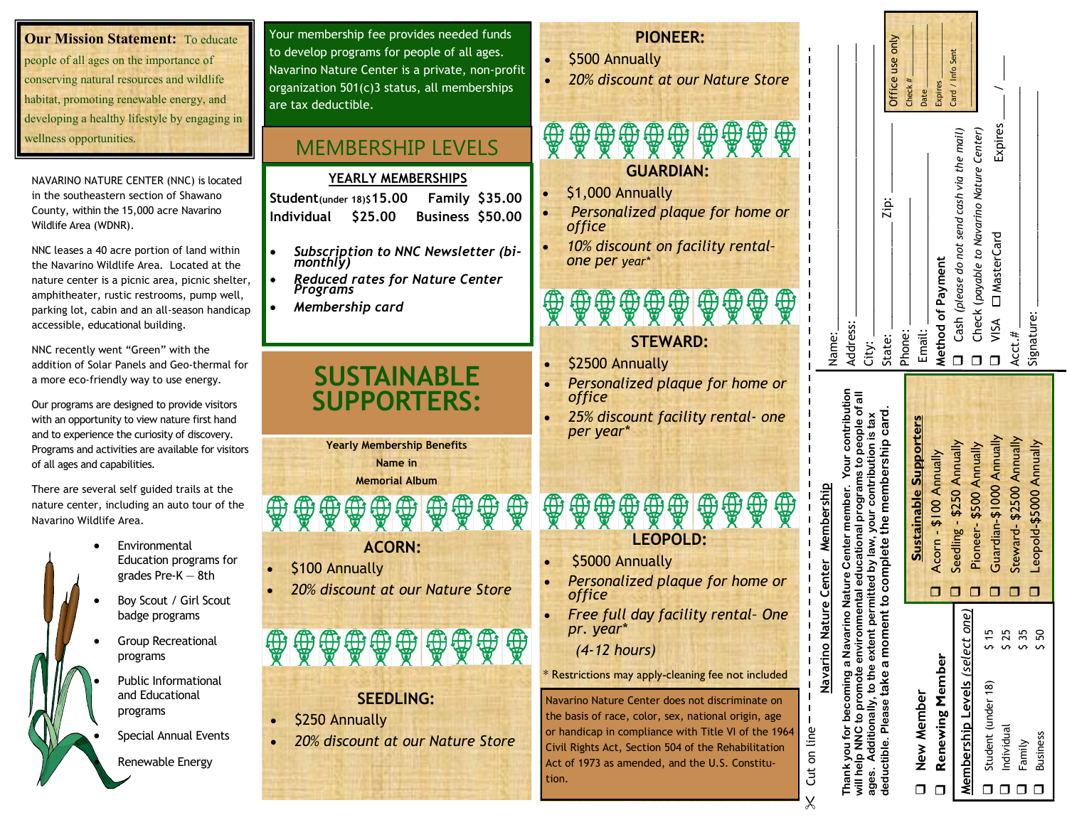**Our Mission Statement:** To educate people of all ages on the importance of conserving natural resources and wildlife habitat, promoting renewable energy, and developing a healthy lifestyle by engaging in wellness opportunities.

NAVARINO NATURE CENTER (NNC) is located in the southeastern section of Shawano County, within the 15,000 acre Navarino Wildlife Area (WDNR).

NNC leases a 40 acre portion of land within the Navarino Wildlife Area. Located at the nature center is a picnic area, picnic shelter, amphitheater, rustic restrooms, pump well, parking lot, cabin and an all-season handicap accessible, educational building.

NNC recently went "Green" with the addition of Solar Panels and Geo-thermal for a more eco-friendly way to use energy.

Our programs are designed to provide visitors with an opportunity to view nature first hand and to experience the curiosity of discovery. Programs and activities are available for visitors of all ages and capabilities.

There are several self guided trails at the nature center, including an auto tour of the Navarino Wildlife Area.

- Environmental Education programs for grades Pre-K – 8th
- Boy Scout / Girl Scout badge programs
- Group Recreational programs
- Public Informational and Educational programs
- Special Annual Events
- Renewable Energy

Your membership fee provides needed funds to develop programs for people of all ages. Navarino Nature Center is a private, non-profit organization 501(c)3 status, all memberships are tax deductible.

## MEMBERSHIP LEVELS

### YEARLY MEMBERSHIPS

**Student** (under 18) **$15.00** **Family $35.00**
**Individual $25.00** **Business $50.00**

- *Subscription to NNC Newsletter (bi-monthly)*
- *Reduced rates for Nature Center Programs*
- *Membership card*

## SUSTAINABLE SUPPORTERS:

**Yearly Membership Benefits**
**Name in**
**Memorial Album**

### ACORN:

- $100 Annually
- *20% discount at our Nature Store*

### SEEDLING:

- $250 Annually
- *20% discount at our Nature Store*

### PIONEER:

- $500 Annually
- *20% discount at our Nature Store*

### GUARDIAN:

- $1,000 Annually
- *Personalized plaque for home or office*
- *10% discount on facility rental- one per year\**

### STEWARD:

- $2500 Annually
- *Personalized plaque for home or office*
- *25% discount facility rental- one per year\**

### LEOPOLD:

- $5000 Annually
- *Personalized plaque for home or office*
- *Free full day facility rental- One pr. year\**

  *(4-12 hours)*

\* Restrictions may apply-cleaning fee not included

Navarino Nature Center does not discriminate on the basis of race, color, sex, national origin, age or handicap in compliance with Title VI of the 1964 Civil Rights Act, Section 504 of the Rehabilitation Act of 1973 as amended, and the U.S. Constitution.

Cut on line

## Navarino Nature Center Membership

**Thank you for becoming a Navarino Nature Center member. Your contribution will help NNC to promote environmental educational programs to people of all ages. Additionally, to the extent permitted by law, your contribution is tax deductible. Please take a moment to complete the membership card.**

❑ **New Member**
❑ **Renewing Member**

**Membership Levels** *(select one)*

- ❑ Student (under 18) $ 15
- ❑ Individual $ 25
- ❑ Family $ 35
- ❑ Business $ 50

**Sustainable Supporters**

- ❑ Acorn - $100 Annually
- ❑ Seedling - $250 Annually
- ❑ Pioneer- $500 Annually
- ❑ Guardian-$1000 Annually
- ❑ Steward- $2500 Annually
- ❑ Leopold-$5000 Annually

Name: ____________________
Address: ____________________
City: ____________________
State: ________ Zip: ________
Phone: ____________________
Email: ____________________

**Method of Payment**

- ❑ Cash *(please do not send cash via the mail)*
- ❑ Check *(payable to Navarino Nature Center)*
- ❑ VISA ❑ MasterCard Expires ____ / ____

Acct.# ____________________
Signature: ____________________

Office use only
Check #
Date
Expires
Card / Info Sent